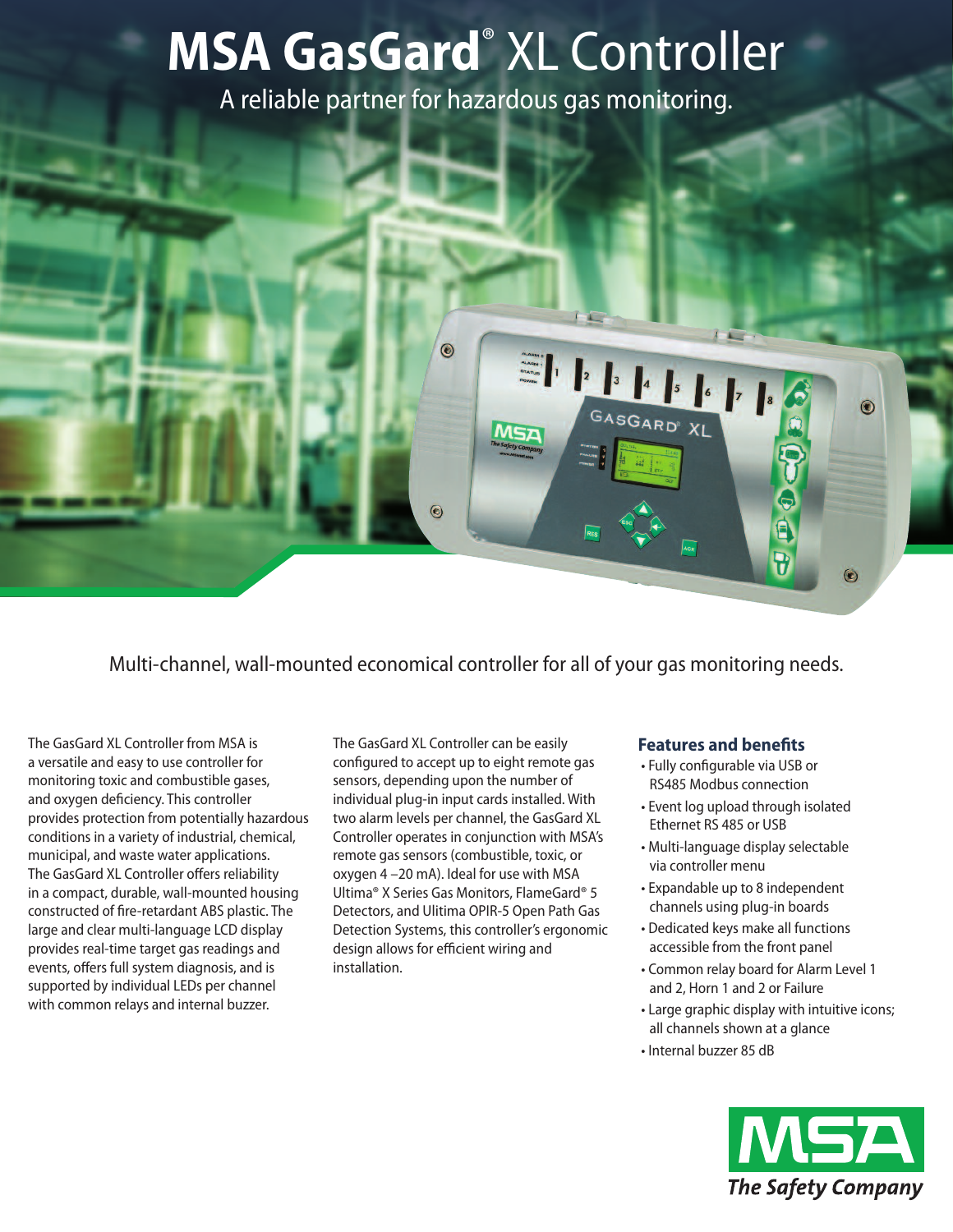# MSA GasGard® XL Controller

A reliable partner for hazardous gas monitoring.

Multi-channel, wall-mounted economical controller for all of your gas monitoring needs.

The GasGard XL Controller from MSA is a versatile and easy to use controller for monitoring toxic and combustible gases, and oxygen deficiency. This controller provides protection from potentially hazardous conditions in a variety of industrial, chemical, municipal, and waste water applications. The GasGard XL Controller offers reliability in a compact, durable, wall-mounted housing constructed of fire-retardant ABS plastic. The large and clear multi-language LCD display provides real-time target gas readings and events, offers full system diagnosis, and is supported by individual LEDs per channel with common relays and internal buzzer.

The GasGard XL Controller can be easily configured to accept up to eight remote gas sensors, depending upon the number of individual plug-in input cards installed. With two alarm levels per channel, the GasGard XL Controller operates in conjunction with MSA's remote gas sensors (combustible, toxic, or oxygen 4 –20 mA). Ideal for use with MSA Ultima® X Series Gas Monitors, FlameGard® 5 Detectors, and Ulitima OPIR-5 Open Path Gas Detection Systems, this controller's ergonomic design allows for efficient wiring and installation.

### Features and benefits

- Fully configurable via USB or RS485 Modbus connection
- Event log upload through isolated Ethernet RS 485 or USB
- Multi-language display selectable via controller menu
- Expandable up to 8 independent channels using plug-in boards
- Dedicated keys make all functions accessible from the front panel
- Common relay board for Alarm Level 1 and 2, Horn 1 and 2 or Failure
- Large graphic display with intuitive icons; all channels shown at a glance
- Internal buzzer 85 dB

MSA *The Safety Company*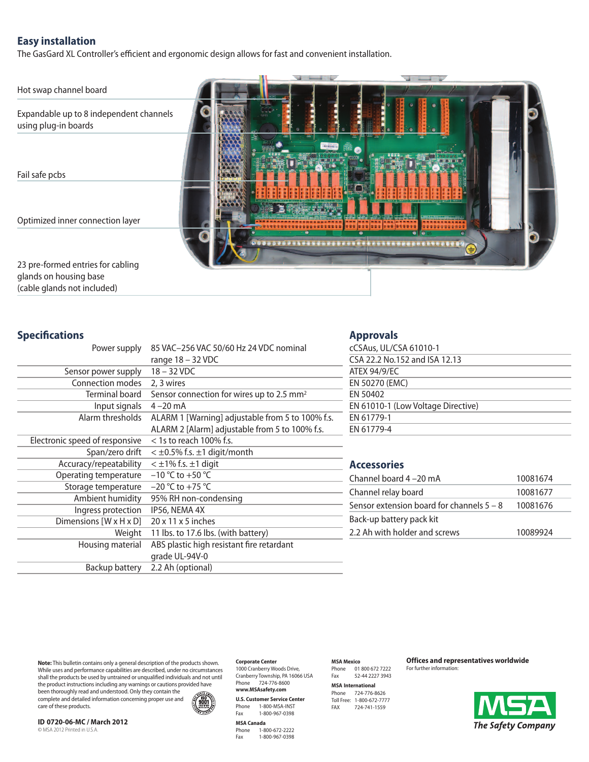## Easy installation

The GasGard XL Controller's efficient and ergonomic design allows for fast and convenient installation.

Hot swap channel board

Expandable up to 8 independent channels using plug-in boards

Fail safe pcbs

Optimized inner connection layer

23 pre-formed entries for cabling glands on housing base (cable glands not included)

## Specifications

| | |
|---|---|
| Power supply | 85 VAC–256 VAC 50/60 Hz 24 VDC nominal range 18 – 32 VDC |
| Sensor power supply | 18 – 32 VDC |
| Connection modes | 2, 3 wires |
| Terminal board | Sensor connection for wires up to 2.5 mm² |
| Input signals | 4 –20 mA |
| Alarm thresholds | ALARM 1 [Warning] adjustable from 5 to 100% f.s. ALARM 2 [Alarm] adjustable from 5 to 100% f.s. |
| Electronic speed of responsive | < 1s to reach 100% f.s. |
| Span/zero drift | < ±0.5% f.s. ±1 digit/month |
| Accuracy/repeatability | < ±1% f.s. ±1 digit |
| Operating temperature | –10 °C to +50 °C |
| Storage temperature | –20 °C to +75 °C |
| Ambient humidity | 95% RH non-condensing |
| Ingress protection | IP56, NEMA 4X |
| Dimensions [W x H x D] | 20 x 11 x 5 inches |
| Weight | 11 lbs. to 17.6 lbs. (with battery) |
| Housing material | ABS plastic high resistant fire retardant grade UL-94V-0 |
| Backup battery | 2.2 Ah (optional) |

## Approvals

- cCSAus, UL/CSA 61010-1
- CSA 22.2 No.152 and ISA 12.13
- ATEX 94/9/EC
- EN 50270 (EMC)
- EN 50402
- EN 61010-1 (Low Voltage Directive)
- EN 61779-1
- EN 61779-4

## Accessories

| | |
|---|---|
| Channel board 4 –20 mA | 10081674 |
| Channel relay board | 10081677 |
| Sensor extension board for channels 5 – 8 | 10081676 |
| Back-up battery pack kit 2.2 Ah with holder and screws | 10089924 |

**Note:** This bulletin contains only a general description of the products shown. While uses and performance capabilities are described, under no circumstances shall the products be used by untrained or unqualified individuals and not until the product instructions including any warnings or cautions provided have been thoroughly read and understood. Only they contain the complete and detailed information concerning proper use and care of these products.

**ID 0720-06-MC / March 2012**
© MSA 2012 Printed in U.S.A.

**Corporate Center**
1000 Cranberry Woods Drive,
Cranberry Township, PA 16066 USA
Phone 724-776-8600
**www.MSAsafety.com**

**U.S. Customer Service Center**
Phone 1-800-MSA-INST
Fax 1-800-967-0398

**MSA Canada**
Phone 1-800-672-2222
Fax 1-800-967-0398

**MSA Mexico**
Phone 01 800 672 7222
Fax 52-44 2227 3943

**MSA International**
Phone 724-776-8626
Toll Free: 1-800-672-7777
FAX 724-741-1559

**Offices and representatives worldwide**
For further information:

MSA The Safety Company